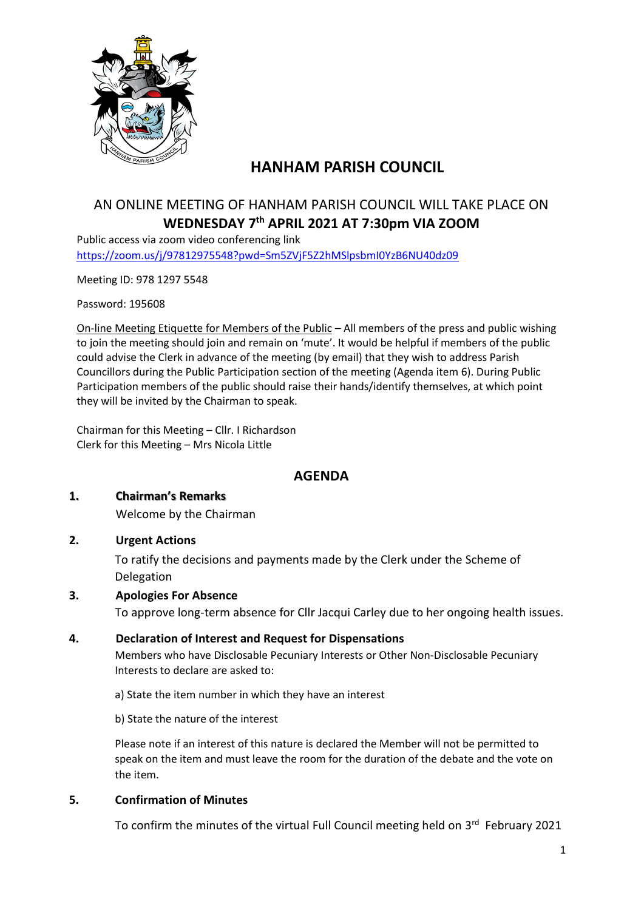# HANHAM PARISH COUNCIL

## AN ONLINE MEETING OF HANHAM PARISH COUNCIL WILL TAKE PLACE ON **WEDNESDAY 7th APRIL 2021 AT 7:30pm VIA ZOOM**

Public access via zoom video conferencing link
https://zoom.us/j/97812975548?pwd=Sm5ZVjF5Z2hMSlpsbmI0YzB6NU40dz09

Meeting ID: 978 1297 5548

Password: 195608

On-line Meeting Etiquette for Members of the Public – All members of the press and public wishing to join the meeting should join and remain on 'mute'. It would be helpful if members of the public could advise the Clerk in advance of the meeting (by email) that they wish to address Parish Councillors during the Public Participation section of the meeting (Agenda item 6). During Public Participation members of the public should raise their hands/identify themselves, at which point they will be invited by the Chairman to speak.

Chairman for this Meeting – Cllr. I Richardson
Clerk for this Meeting – Mrs Nicola Little

## AGENDA

**1. Chairman's Remarks**

Welcome by the Chairman

**2. Urgent Actions**

To ratify the decisions and payments made by the Clerk under the Scheme of Delegation

**3. Apologies For Absence**

To approve long-term absence for Cllr Jacqui Carley due to her ongoing health issues.

**4. Declaration of Interest and Request for Dispensations**

Members who have Disclosable Pecuniary Interests or Other Non-Disclosable Pecuniary Interests to declare are asked to:

a) State the item number in which they have an interest

b) State the nature of the interest

Please note if an interest of this nature is declared the Member will not be permitted to speak on the item and must leave the room for the duration of the debate and the vote on the item.

**5. Confirmation of Minutes**

To confirm the minutes of the virtual Full Council meeting held on 3rd February 2021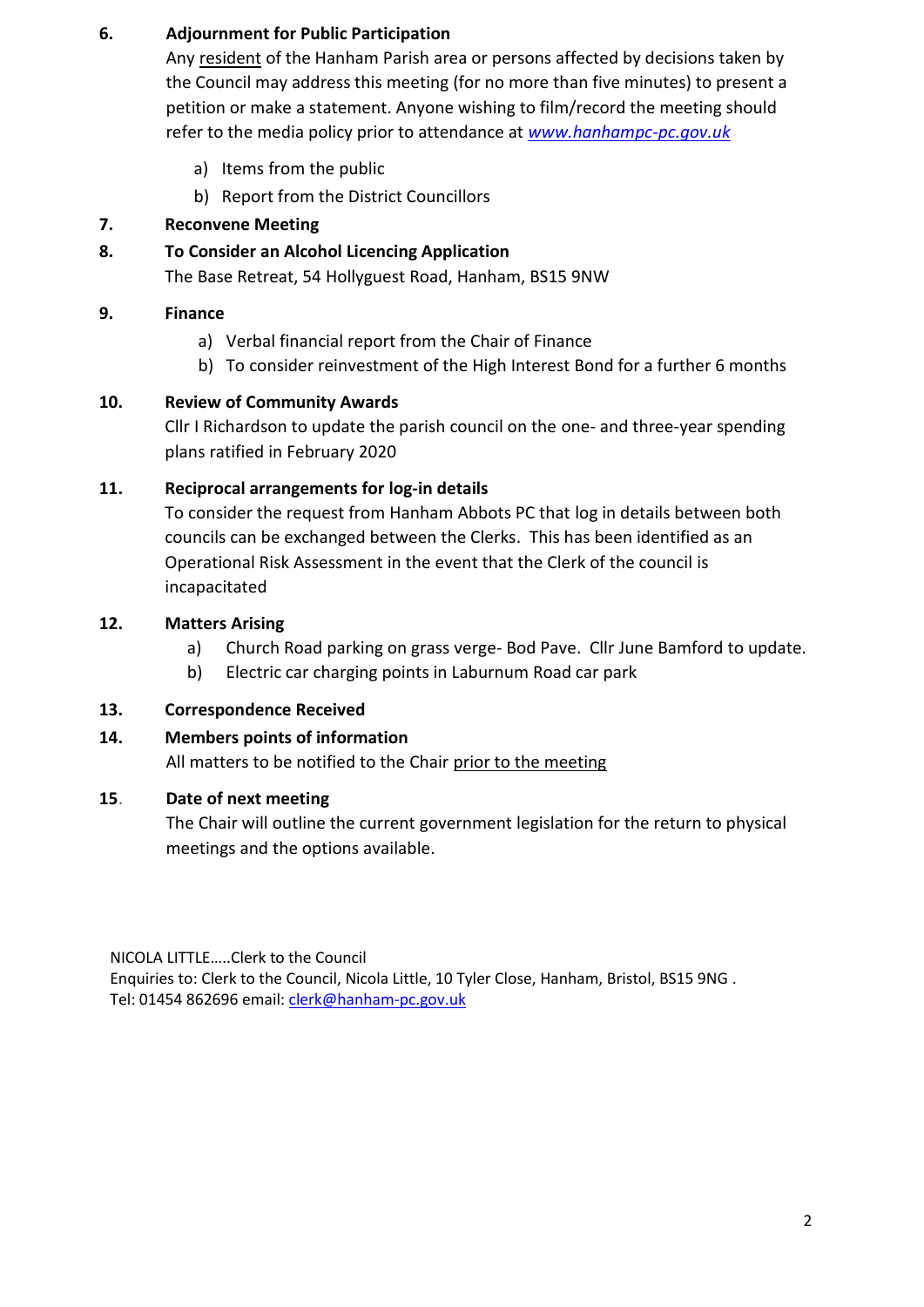**6. Adjournment for Public Participation**

Any resident of the Hanham Parish area or persons affected by decisions taken by the Council may address this meeting (for no more than five minutes) to present a petition or make a statement. Anyone wishing to film/record the meeting should refer to the media policy prior to attendance at *www.hanhampc-pc.gov.uk*

a) Items from the public
b) Report from the District Councillors

**7. Reconvene Meeting**

**8. To Consider an Alcohol Licencing Application**

The Base Retreat, 54 Hollyguest Road, Hanham, BS15 9NW

**9. Finance**

a) Verbal financial report from the Chair of Finance
b) To consider reinvestment of the High Interest Bond for a further 6 months

**10. Review of Community Awards**

Cllr I Richardson to update the parish council on the one- and three-year spending plans ratified in February 2020

**11. Reciprocal arrangements for log-in details**

To consider the request from Hanham Abbots PC that log in details between both councils can be exchanged between the Clerks. This has been identified as an Operational Risk Assessment in the event that the Clerk of the council is incapacitated

**12. Matters Arising**

a) Church Road parking on grass verge- Bod Pave. Cllr June Bamford to update.
b) Electric car charging points in Laburnum Road car park

**13. Correspondence Received**

**14. Members points of information**

All matters to be notified to the Chair prior to the meeting

**15. Date of next meeting**

The Chair will outline the current government legislation for the return to physical meetings and the options available.

NICOLA LITTLE…..Clerk to the Council
Enquiries to: Clerk to the Council, Nicola Little, 10 Tyler Close, Hanham, Bristol, BS15 9NG .
Tel: 01454 862696 email: clerk@hanham-pc.gov.uk